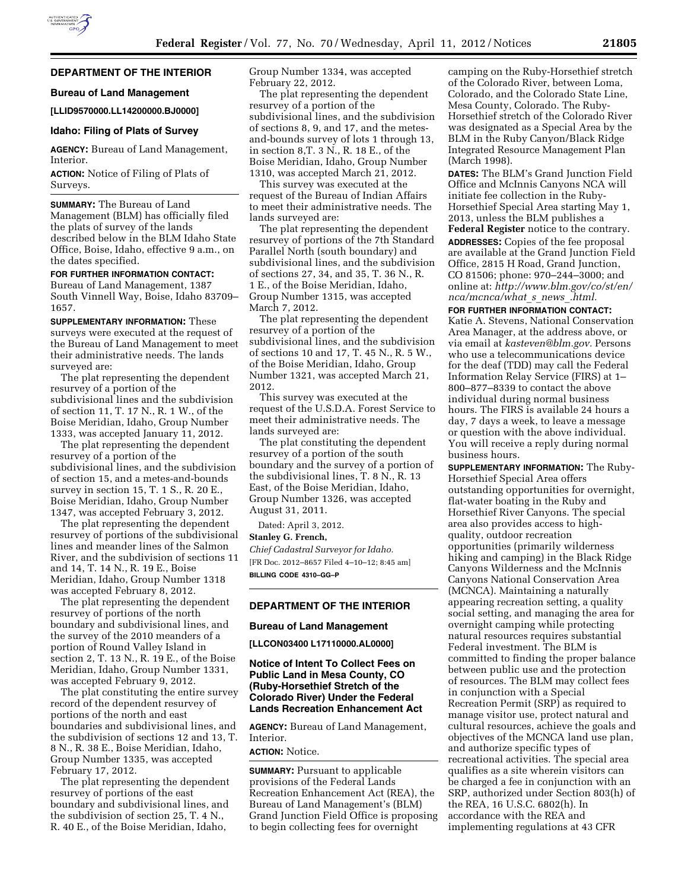## DEPARTMENT OF THE INTERIOR

### Bureau of Land Management

**[LLID9570000.LL14200000.BJ0000]**

### Idaho: Filing of Plats of Survey

**AGENCY:** Bureau of Land Management, Interior.

**ACTION:** Notice of Filing of Plats of Surveys.

**SUMMARY:** The Bureau of Land Management (BLM) has officially filed the plats of survey of the lands described below in the BLM Idaho State Office, Boise, Idaho, effective 9 a.m., on the dates specified.

**FOR FURTHER INFORMATION CONTACT:** Bureau of Land Management, 1387 South Vinnell Way, Boise, Idaho 83709–1657.

**SUPPLEMENTARY INFORMATION:** These surveys were executed at the request of the Bureau of Land Management to meet their administrative needs. The lands surveyed are:

The plat representing the dependent resurvey of a portion of the subdivisional lines and the subdivision of section 11, T. 17 N., R. 1 W., of the Boise Meridian, Idaho, Group Number 1333, was accepted January 11, 2012.

The plat representing the dependent resurvey of a portion of the subdivisional lines, and the subdivision of section 15, and a metes-and-bounds survey in section 15, T. 1 S., R. 20 E., Boise Meridian, Idaho, Group Number 1347, was accepted February 3, 2012.

The plat representing the dependent resurvey of portions of the subdivisional lines and meander lines of the Salmon River, and the subdivision of sections 11 and 14, T. 14 N., R. 19 E., Boise Meridian, Idaho, Group Number 1318 was accepted February 8, 2012.

The plat representing the dependent resurvey of portions of the north boundary and subdivisional lines, and the survey of the 2010 meanders of a portion of Round Valley Island in section 2, T. 13 N., R. 19 E., of the Boise Meridian, Idaho, Group Number 1331, was accepted February 9, 2012.

The plat constituting the entire survey record of the dependent resurvey of portions of the north and east boundaries and subdivisional lines, and the subdivision of sections 12 and 13, T. 8 N., R. 38 E., Boise Meridian, Idaho, Group Number 1335, was accepted February 17, 2012.

The plat representing the dependent resurvey of portions of the east boundary and subdivisional lines, and the subdivision of section 25, T. 4 N., R. 40 E., of the Boise Meridian, Idaho, Group Number 1334, was accepted February 22, 2012.

The plat representing the dependent resurvey of a portion of the subdivisional lines, and the subdivision of sections 8, 9, and 17, and the metes-and-bounds survey of lots 1 through 13, in section 8,T. 3 N., R. 18 E., of the Boise Meridian, Idaho, Group Number 1310, was accepted March 21, 2012.

This survey was executed at the request of the Bureau of Indian Affairs to meet their administrative needs. The lands surveyed are:

The plat representing the dependent resurvey of portions of the 7th Standard Parallel North (south boundary) and subdivisional lines, and the subdivision of sections 27, 34, and 35, T. 36 N., R. 1 E., of the Boise Meridian, Idaho, Group Number 1315, was accepted March 7, 2012.

The plat representing the dependent resurvey of a portion of the subdivisional lines, and the subdivision of sections 10 and 17, T. 45 N., R. 5 W., of the Boise Meridian, Idaho, Group Number 1321, was accepted March 21, 2012.

This survey was executed at the request of the U.S.D.A. Forest Service to meet their administrative needs. The lands surveyed are:

The plat constituting the dependent resurvey of a portion of the south boundary and the survey of a portion of the subdivisional lines, T. 8 N., R. 13 East, of the Boise Meridian, Idaho, Group Number 1326, was accepted August 31, 2011.

Dated: April 3, 2012.

**Stanley G. French,**

*Chief Cadastral Surveyor for Idaho.*

[FR Doc. 2012–8657 Filed 4–10–12; 8:45 am]

**BILLING CODE 4310–GG–P**

## DEPARTMENT OF THE INTERIOR

### Bureau of Land Management

**[LLCON03400 L17110000.AL0000]**

### Notice of Intent To Collect Fees on Public Land in Mesa County, CO (Ruby-Horsethief Stretch of the Colorado River) Under the Federal Lands Recreation Enhancement Act

**AGENCY:** Bureau of Land Management, Interior.

**ACTION:** Notice.

**SUMMARY:** Pursuant to applicable provisions of the Federal Lands Recreation Enhancement Act (REA), the Bureau of Land Management's (BLM) Grand Junction Field Office is proposing to begin collecting fees for overnight camping on the Ruby-Horsethief stretch of the Colorado River, between Loma, Colorado, and the Colorado State Line, Mesa County, Colorado. The Ruby-Horsethief stretch of the Colorado River was designated as a Special Area by the BLM in the Ruby Canyon/Black Ridge Integrated Resource Management Plan (March 1998).

**DATES:** The BLM's Grand Junction Field Office and McInnis Canyons NCA will initiate fee collection in the Ruby-Horsethief Special Area starting May 1, 2013, unless the BLM publishes a **Federal Register** notice to the contrary.

**ADDRESSES:** Copies of the fee proposal are available at the Grand Junction Field Office, 2815 H Road, Grand Junction, CO 81506; phone: 970–244–3000; and online at: *http://www.blm.gov/co/st/en/nca/mcnca/what_s_news_.html.*

**FOR FURTHER INFORMATION CONTACT:** Katie A. Stevens, National Conservation Area Manager, at the address above, or via email at *kasteven@blm.gov.* Persons who use a telecommunications device for the deaf (TDD) may call the Federal Information Relay Service (FIRS) at 1–800–877–8339 to contact the above individual during normal business hours. The FIRS is available 24 hours a day, 7 days a week, to leave a message or question with the above individual. You will receive a reply during normal business hours.

**SUPPLEMENTARY INFORMATION:** The Ruby-Horsethief Special Area offers outstanding opportunities for overnight, flat-water boating in the Ruby and Horsethief River Canyons. The special area also provides access to high-quality, outdoor recreation opportunities (primarily wilderness hiking and camping) in the Black Ridge Canyons Wilderness and the McInnis Canyons National Conservation Area (MCNCA). Maintaining a naturally appearing recreation setting, a quality social setting, and managing the area for overnight camping while protecting natural resources requires substantial Federal investment. The BLM is committed to finding the proper balance between public use and the protection of resources. The BLM may collect fees in conjunction with a Special Recreation Permit (SRP) as required to manage visitor use, protect natural and cultural resources, achieve the goals and objectives of the MCNCA land use plan, and authorize specific types of recreational activities. The special area qualifies as a site wherein visitors can be charged a fee in conjunction with an SRP, authorized under Section 803(h) of the REA, 16 U.S.C. 6802(h). In accordance with the REA and implementing regulations at 43 CFR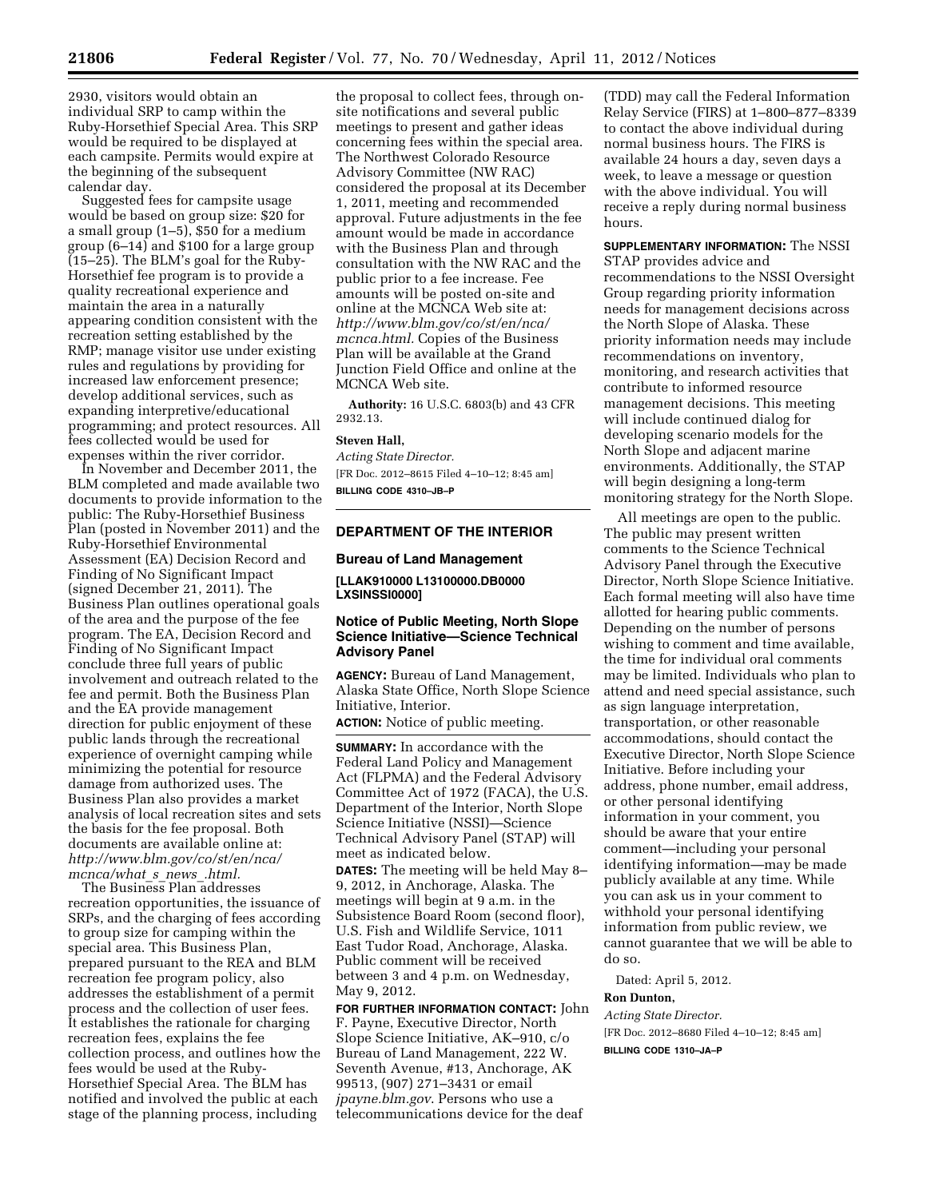2930, visitors would obtain an individual SRP to camp within the Ruby-Horsethief Special Area. This SRP would be required to be displayed at each campsite. Permits would expire at the beginning of the subsequent calendar day.

Suggested fees for campsite usage would be based on group size: $20 for a small group (1–5), $50 for a medium group (6–14) and $100 for a large group (15–25). The BLM's goal for the Ruby-Horsethief fee program is to provide a quality recreational experience and maintain the area in a naturally appearing condition consistent with the recreation setting established by the RMP; manage visitor use under existing rules and regulations by providing for increased law enforcement presence; develop additional services, such as expanding interpretive/educational programming; and protect resources. All fees collected would be used for expenses within the river corridor.

In November and December 2011, the BLM completed and made available two documents to provide information to the public: The Ruby-Horsethief Business Plan (posted in November 2011) and the Ruby-Horsethief Environmental Assessment (EA) Decision Record and Finding of No Significant Impact (signed December 21, 2011). The Business Plan outlines operational goals of the area and the purpose of the fee program. The EA, Decision Record and Finding of No Significant Impact conclude three full years of public involvement and outreach related to the fee and permit. Both the Business Plan and the EA provide management direction for public enjoyment of these public lands through the recreational experience of overnight camping while minimizing the potential for resource damage from authorized uses. The Business Plan also provides a market analysis of local recreation sites and sets the basis for the fee proposal. Both documents are available online at: *http://www.blm.gov/co/st/en/nca/mcnca/what_s_news_.html.*

The Business Plan addresses recreation opportunities, the issuance of SRPs, and the charging of fees according to group size for camping within the special area. This Business Plan, prepared pursuant to the REA and BLM recreation fee program policy, also addresses the establishment of a permit process and the collection of user fees. It establishes the rationale for charging recreation fees, explains the fee collection process, and outlines how the fees would be used at the Ruby-Horsethief Special Area. The BLM has notified and involved the public at each stage of the planning process, including the proposal to collect fees, through on-site notifications and several public meetings to present and gather ideas concerning fees within the special area. The Northwest Colorado Resource Advisory Committee (NW RAC) considered the proposal at its December 1, 2011, meeting and recommended approval. Future adjustments in the fee amount would be made in accordance with the Business Plan and through consultation with the NW RAC and the public prior to a fee increase. Fee amounts will be posted on-site and online at the MCNCA Web site at: *http://www.blm.gov/co/st/en/nca/mcnca.html.* Copies of the Business Plan will be available at the Grand Junction Field Office and online at the MCNCA Web site.

**Authority:** 16 U.S.C. 6803(b) and 43 CFR 2932.13.

**Steven Hall,**

*Acting State Director.*

[FR Doc. 2012–8615 Filed 4–10–12; 8:45 am]

**BILLING CODE 4310–JB–P**

---

## DEPARTMENT OF THE INTERIOR

### Bureau of Land Management

**[LLAK910000 L13100000.DB0000 LXSINSSI0000]**

### Notice of Public Meeting, North Slope Science Initiative—Science Technical Advisory Panel

**AGENCY:** Bureau of Land Management, Alaska State Office, North Slope Science Initiative, Interior.

**ACTION:** Notice of public meeting.

**SUMMARY:** In accordance with the Federal Land Policy and Management Act (FLPMA) and the Federal Advisory Committee Act of 1972 (FACA), the U.S. Department of the Interior, North Slope Science Initiative (NSSI)—Science Technical Advisory Panel (STAP) will meet as indicated below.

**DATES:** The meeting will be held May 8–9, 2012, in Anchorage, Alaska. The meetings will begin at 9 a.m. in the Subsistence Board Room (second floor), U.S. Fish and Wildlife Service, 1011 East Tudor Road, Anchorage, Alaska. Public comment will be received between 3 and 4 p.m. on Wednesday, May 9, 2012.

**FOR FURTHER INFORMATION CONTACT:** John F. Payne, Executive Director, North Slope Science Initiative, AK–910, c/o Bureau of Land Management, 222 W. Seventh Avenue, #13, Anchorage, AK 99513, (907) 271–3431 or email *jpayne.blm.gov*. Persons who use a telecommunications device for the deaf (TDD) may call the Federal Information Relay Service (FIRS) at 1–800–877–8339 to contact the above individual during normal business hours. The FIRS is available 24 hours a day, seven days a week, to leave a message or question with the above individual. You will receive a reply during normal business hours.

**SUPPLEMENTARY INFORMATION:** The NSSI STAP provides advice and recommendations to the NSSI Oversight Group regarding priority information needs for management decisions across the North Slope of Alaska. These priority information needs may include recommendations on inventory, monitoring, and research activities that contribute to informed resource management decisions. This meeting will include continued dialog for developing scenario models for the North Slope and adjacent marine environments. Additionally, the STAP will begin designing a long-term monitoring strategy for the North Slope.

All meetings are open to the public. The public may present written comments to the Science Technical Advisory Panel through the Executive Director, North Slope Science Initiative. Each formal meeting will also have time allotted for hearing public comments. Depending on the number of persons wishing to comment and time available, the time for individual oral comments may be limited. Individuals who plan to attend and need special assistance, such as sign language interpretation, transportation, or other reasonable accommodations, should contact the Executive Director, North Slope Science Initiative. Before including your address, phone number, email address, or other personal identifying information in your comment, you should be aware that your entire comment—including your personal identifying information—may be made publicly available at any time. While you can ask us in your comment to withhold your personal identifying information from public review, we cannot guarantee that we will be able to do so.

Dated: April 5, 2012.

**Ron Dunton,**

*Acting State Director.*

[FR Doc. 2012–8680 Filed 4–10–12; 8:45 am]

**BILLING CODE 1310–JA–P**